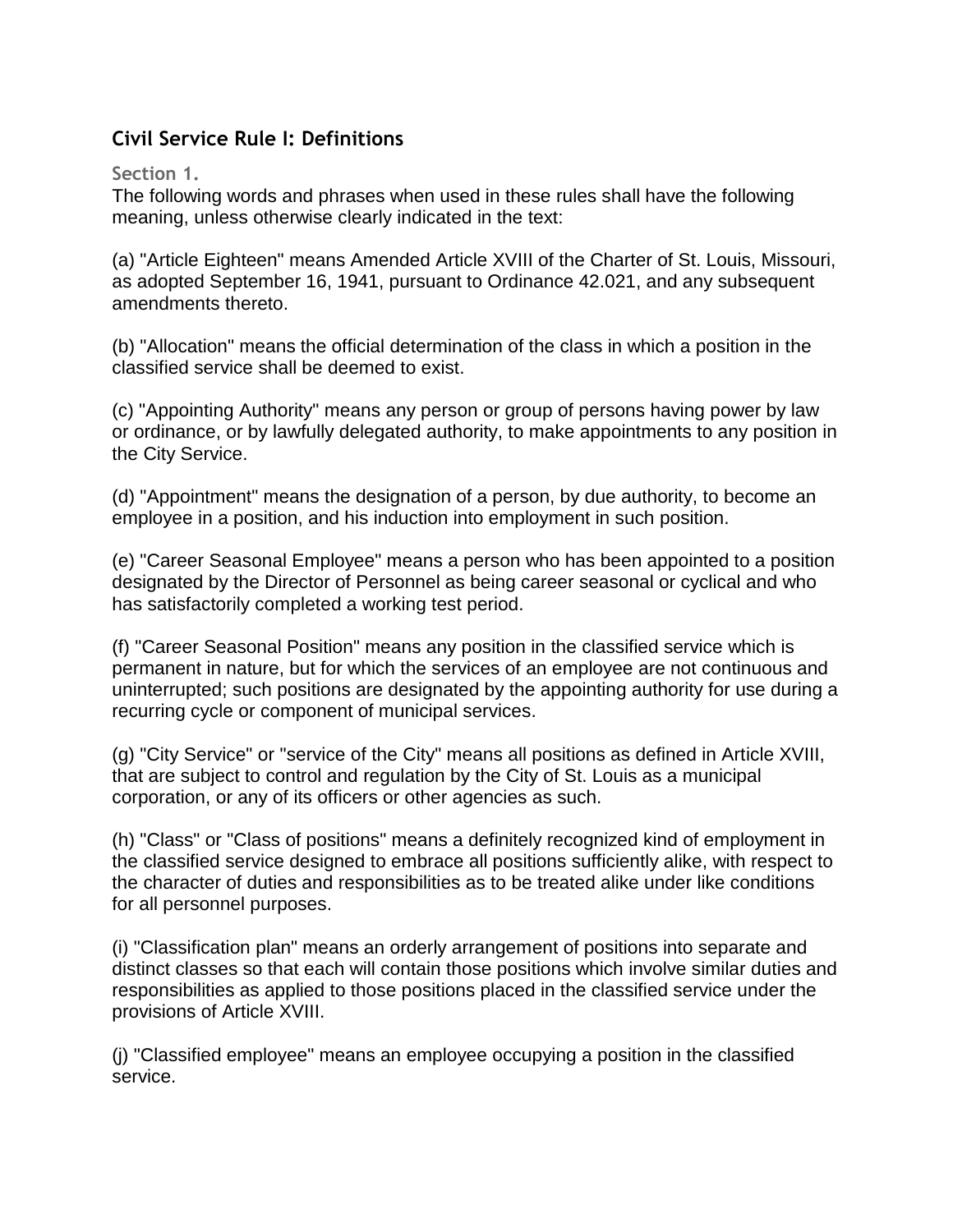## Civil Service Rule I: Definitions

**Section 1.**

The following words and phrases when used in these rules shall have the following meaning, unless otherwise clearly indicated in the text:

(a) "Article Eighteen" means Amended Article XVIII of the Charter of St. Louis, Missouri, as adopted September 16, 1941, pursuant to Ordinance 42.021, and any subsequent amendments thereto.

(b) "Allocation" means the official determination of the class in which a position in the classified service shall be deemed to exist.

(c) "Appointing Authority" means any person or group of persons having power by law or ordinance, or by lawfully delegated authority, to make appointments to any position in the City Service.

(d) "Appointment" means the designation of a person, by due authority, to become an employee in a position, and his induction into employment in such position.

(e) "Career Seasonal Employee" means a person who has been appointed to a position designated by the Director of Personnel as being career seasonal or cyclical and who has satisfactorily completed a working test period.

(f) "Career Seasonal Position" means any position in the classified service which is permanent in nature, but for which the services of an employee are not continuous and uninterrupted; such positions are designated by the appointing authority for use during a recurring cycle or component of municipal services.

(g) "City Service" or "service of the City" means all positions as defined in Article XVIII, that are subject to control and regulation by the City of St. Louis as a municipal corporation, or any of its officers or other agencies as such.

(h) "Class" or "Class of positions" means a definitely recognized kind of employment in the classified service designed to embrace all positions sufficiently alike, with respect to the character of duties and responsibilities as to be treated alike under like conditions for all personnel purposes.

(i) "Classification plan" means an orderly arrangement of positions into separate and distinct classes so that each will contain those positions which involve similar duties and responsibilities as applied to those positions placed in the classified service under the provisions of Article XVIII.

(j) "Classified employee" means an employee occupying a position in the classified service.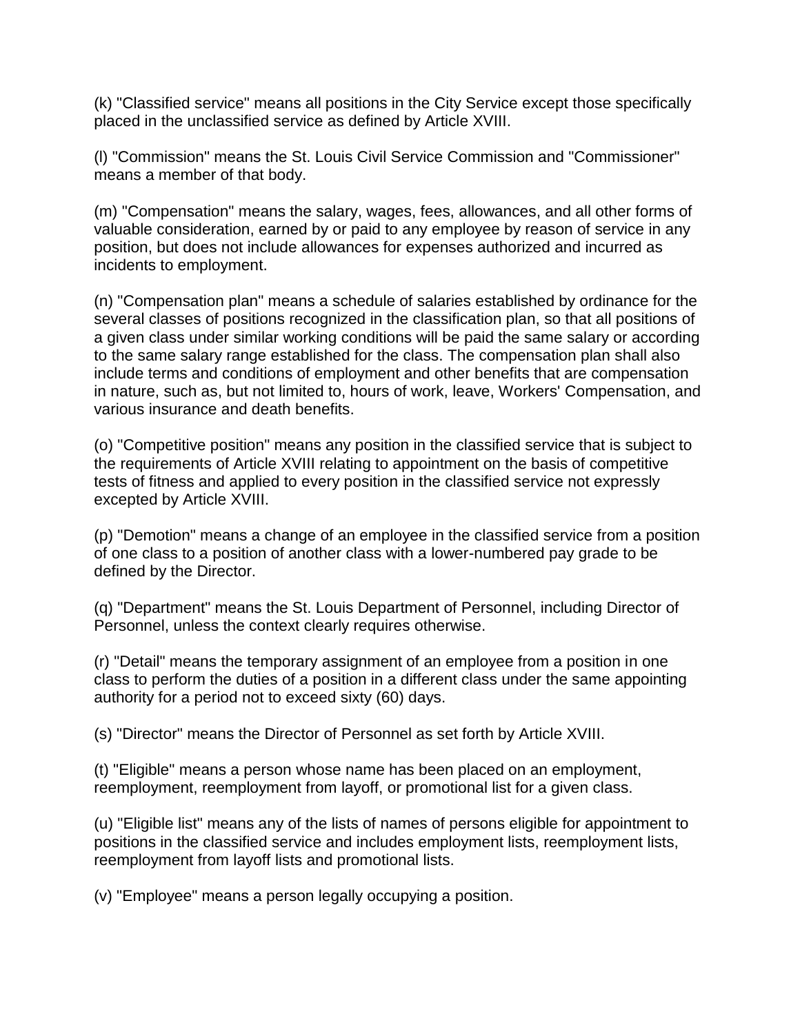(k) "Classified service" means all positions in the City Service except those specifically placed in the unclassified service as defined by Article XVIII.

(l) "Commission" means the St. Louis Civil Service Commission and "Commissioner" means a member of that body.

(m) "Compensation" means the salary, wages, fees, allowances, and all other forms of valuable consideration, earned by or paid to any employee by reason of service in any position, but does not include allowances for expenses authorized and incurred as incidents to employment.

(n) "Compensation plan" means a schedule of salaries established by ordinance for the several classes of positions recognized in the classification plan, so that all positions of a given class under similar working conditions will be paid the same salary or according to the same salary range established for the class. The compensation plan shall also include terms and conditions of employment and other benefits that are compensation in nature, such as, but not limited to, hours of work, leave, Workers' Compensation, and various insurance and death benefits.

(o) "Competitive position" means any position in the classified service that is subject to the requirements of Article XVIII relating to appointment on the basis of competitive tests of fitness and applied to every position in the classified service not expressly excepted by Article XVIII.

(p) "Demotion" means a change of an employee in the classified service from a position of one class to a position of another class with a lower-numbered pay grade to be defined by the Director.

(q) "Department" means the St. Louis Department of Personnel, including Director of Personnel, unless the context clearly requires otherwise.

(r) "Detail" means the temporary assignment of an employee from a position in one class to perform the duties of a position in a different class under the same appointing authority for a period not to exceed sixty (60) days.

(s) "Director" means the Director of Personnel as set forth by Article XVIII.

(t) "Eligible" means a person whose name has been placed on an employment, reemployment, reemployment from layoff, or promotional list for a given class.

(u) "Eligible list" means any of the lists of names of persons eligible for appointment to positions in the classified service and includes employment lists, reemployment lists, reemployment from layoff lists and promotional lists.

(v) "Employee" means a person legally occupying a position.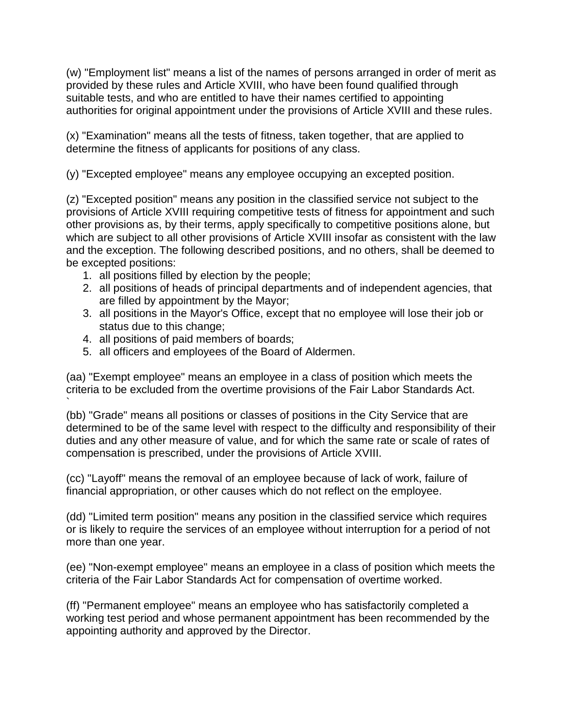(w) "Employment list" means a list of the names of persons arranged in order of merit as provided by these rules and Article XVIII, who have been found qualified through suitable tests, and who are entitled to have their names certified to appointing authorities for original appointment under the provisions of Article XVIII and these rules.

(x) "Examination" means all the tests of fitness, taken together, that are applied to determine the fitness of applicants for positions of any class.

(y) "Excepted employee" means any employee occupying an excepted position.

(z) "Excepted position" means any position in the classified service not subject to the provisions of Article XVIII requiring competitive tests of fitness for appointment and such other provisions as, by their terms, apply specifically to competitive positions alone, but which are subject to all other provisions of Article XVIII insofar as consistent with the law and the exception. The following described positions, and no others, shall be deemed to be excepted positions:

1. all positions filled by election by the people;
2. all positions of heads of principal departments and of independent agencies, that are filled by appointment by the Mayor;
3. all positions in the Mayor's Office, except that no employee will lose their job or status due to this change;
4. all positions of paid members of boards;
5. all officers and employees of the Board of Aldermen.

(aa) "Exempt employee" means an employee in a class of position which meets the criteria to be excluded from the overtime provisions of the Fair Labor Standards Act.

(bb) "Grade" means all positions or classes of positions in the City Service that are determined to be of the same level with respect to the difficulty and responsibility of their duties and any other measure of value, and for which the same rate or scale of rates of compensation is prescribed, under the provisions of Article XVIII.

(cc) "Layoff" means the removal of an employee because of lack of work, failure of financial appropriation, or other causes which do not reflect on the employee.

(dd) "Limited term position" means any position in the classified service which requires or is likely to require the services of an employee without interruption for a period of not more than one year.

(ee) "Non-exempt employee" means an employee in a class of position which meets the criteria of the Fair Labor Standards Act for compensation of overtime worked.

(ff) "Permanent employee" means an employee who has satisfactorily completed a working test period and whose permanent appointment has been recommended by the appointing authority and approved by the Director.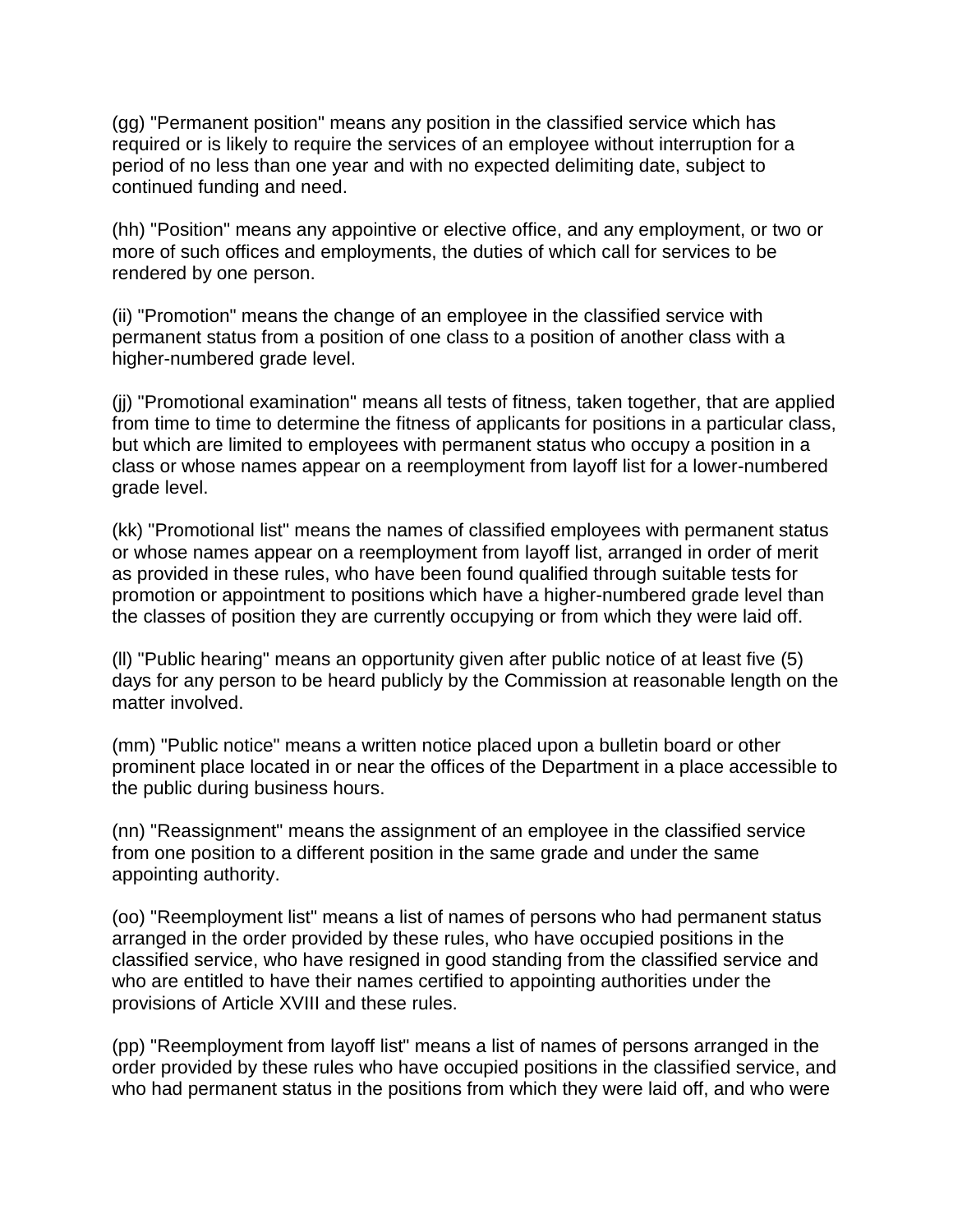(gg) "Permanent position" means any position in the classified service which has required or is likely to require the services of an employee without interruption for a period of no less than one year and with no expected delimiting date, subject to continued funding and need.

(hh) "Position" means any appointive or elective office, and any employment, or two or more of such offices and employments, the duties of which call for services to be rendered by one person.

(ii) "Promotion" means the change of an employee in the classified service with permanent status from a position of one class to a position of another class with a higher-numbered grade level.

(jj) "Promotional examination" means all tests of fitness, taken together, that are applied from time to time to determine the fitness of applicants for positions in a particular class, but which are limited to employees with permanent status who occupy a position in a class or whose names appear on a reemployment from layoff list for a lower-numbered grade level.

(kk) "Promotional list" means the names of classified employees with permanent status or whose names appear on a reemployment from layoff list, arranged in order of merit as provided in these rules, who have been found qualified through suitable tests for promotion or appointment to positions which have a higher-numbered grade level than the classes of position they are currently occupying or from which they were laid off.

(ll) "Public hearing" means an opportunity given after public notice of at least five (5) days for any person to be heard publicly by the Commission at reasonable length on the matter involved.

(mm) "Public notice" means a written notice placed upon a bulletin board or other prominent place located in or near the offices of the Department in a place accessible to the public during business hours.

(nn) "Reassignment" means the assignment of an employee in the classified service from one position to a different position in the same grade and under the same appointing authority.

(oo) "Reemployment list" means a list of names of persons who had permanent status arranged in the order provided by these rules, who have occupied positions in the classified service, who have resigned in good standing from the classified service and who are entitled to have their names certified to appointing authorities under the provisions of Article XVIII and these rules.

(pp) "Reemployment from layoff list" means a list of names of persons arranged in the order provided by these rules who have occupied positions in the classified service, and who had permanent status in the positions from which they were laid off, and who were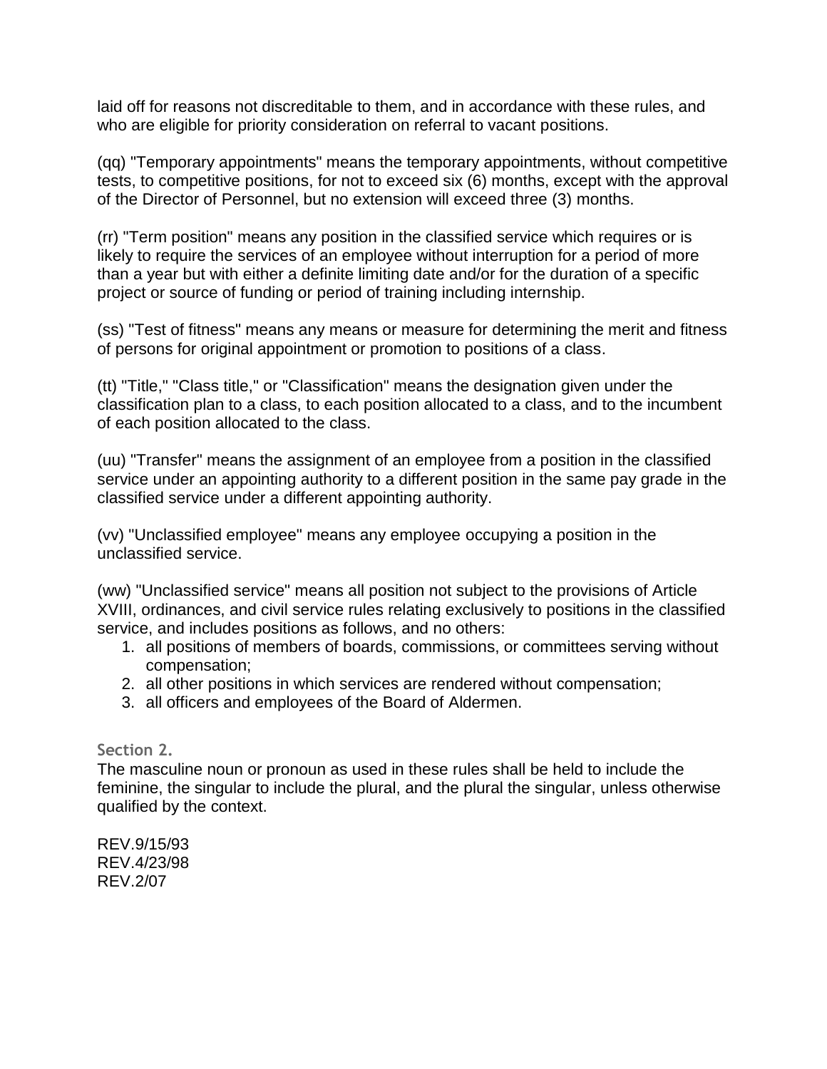laid off for reasons not discreditable to them, and in accordance with these rules, and who are eligible for priority consideration on referral to vacant positions.

(qq) "Temporary appointments" means the temporary appointments, without competitive tests, to competitive positions, for not to exceed six (6) months, except with the approval of the Director of Personnel, but no extension will exceed three (3) months.

(rr) "Term position" means any position in the classified service which requires or is likely to require the services of an employee without interruption for a period of more than a year but with either a definite limiting date and/or for the duration of a specific project or source of funding or period of training including internship.

(ss) "Test of fitness" means any means or measure for determining the merit and fitness of persons for original appointment or promotion to positions of a class.

(tt) "Title," "Class title," or "Classification" means the designation given under the classification plan to a class, to each position allocated to a class, and to the incumbent of each position allocated to the class.

(uu) "Transfer" means the assignment of an employee from a position in the classified service under an appointing authority to a different position in the same pay grade in the classified service under a different appointing authority.

(vv) "Unclassified employee" means any employee occupying a position in the unclassified service.

(ww) "Unclassified service" means all position not subject to the provisions of Article XVIII, ordinances, and civil service rules relating exclusively to positions in the classified service, and includes positions as follows, and no others:

1. all positions of members of boards, commissions, or committees serving without compensation;
2. all other positions in which services are rendered without compensation;
3. all officers and employees of the Board of Aldermen.

### Section 2.

The masculine noun or pronoun as used in these rules shall be held to include the feminine, the singular to include the plural, and the plural the singular, unless otherwise qualified by the context.

REV.9/15/93
REV.4/23/98
REV.2/07